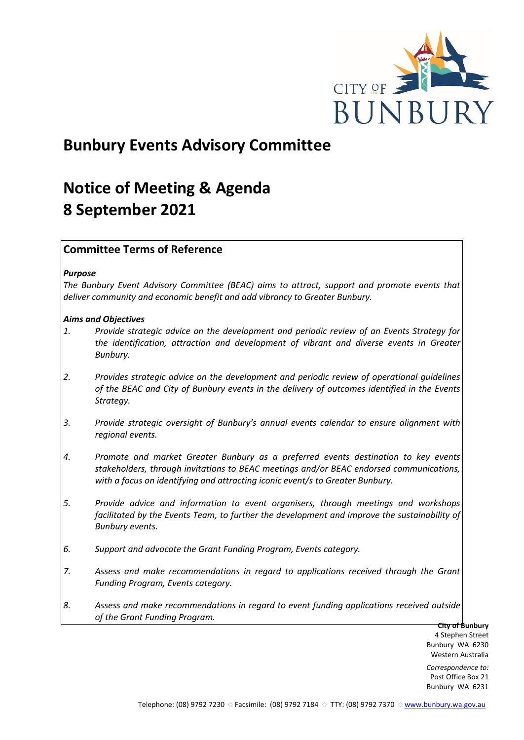# Bunbury Events Advisory Committee

# Notice of Meeting & Agenda
# 8 September 2021

## Committee Terms of Reference

***Purpose***

*The Bunbury Event Advisory Committee (BEAC) aims to attract, support and promote events that deliver community and economic benefit and add vibrancy to Greater Bunbury.*

***Aims and Objectives***

1. *Provide strategic advice on the development and periodic review of an Events Strategy for the identification, attraction and development of vibrant and diverse events in Greater Bunbury.*

2. *Provides strategic advice on the development and periodic review of operational guidelines of the BEAC and City of Bunbury events in the delivery of outcomes identified in the Events Strategy.*

3. *Provide strategic oversight of Bunbury's annual events calendar to ensure alignment with regional events.*

4. *Promote and market Greater Bunbury as a preferred events destination to key events stakeholders, through invitations to BEAC meetings and/or BEAC endorsed communications, with a focus on identifying and attracting iconic event/s to Greater Bunbury.*

5. *Provide advice and information to event organisers, through meetings and workshops facilitated by the Events Team, to further the development and improve the sustainability of Bunbury events.*

6. *Support and advocate the Grant Funding Program, Events category.*

7. *Assess and make recommendations in regard to applications received through the Grant Funding Program, Events category.*

8. *Assess and make recommendations in regard to event funding applications received outside of the Grant Funding Program.*

**City of Bunbury**
4 Stephen Street
Bunbury WA 6230
Western Australia

*Correspondence to:*
Post Office Box 21
Bunbury WA 6231

Telephone: (08) 9792 7230 ○ Facsimile: (08) 9792 7184 ○ TTY: (08) 9792 7370 ○ www.bunbury.wa.gov.au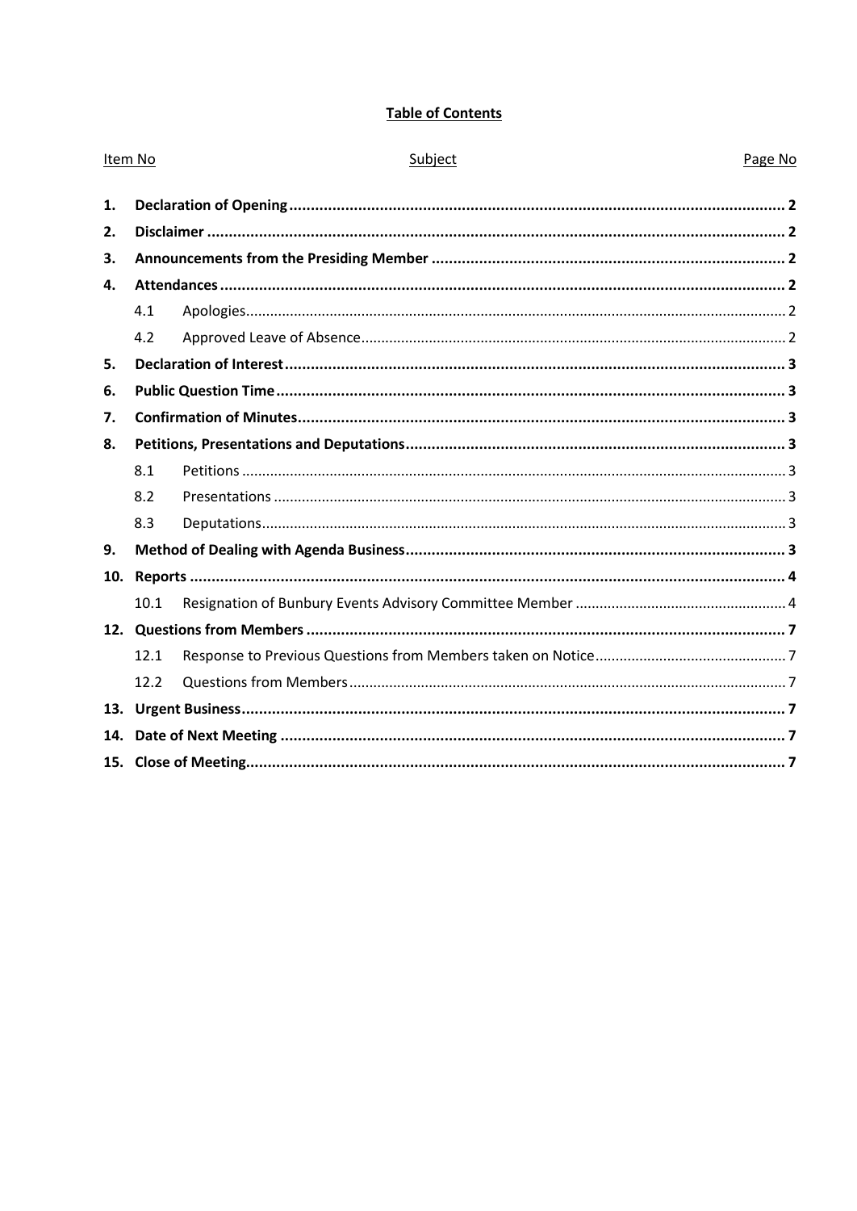**Table of Contents**

| Item No | Subject | Page No |
|---|---|---|
| **1.** | **Declaration of Opening** | **2** |
| **2.** | **Disclaimer** | **2** |
| **3.** | **Announcements from the Presiding Member** | **2** |
| **4.** | **Attendances** | **2** |
| 4.1 | Apologies | 2 |
| 4.2 | Approved Leave of Absence | 2 |
| **5.** | **Declaration of Interest** | **3** |
| **6.** | **Public Question Time** | **3** |
| **7.** | **Confirmation of Minutes** | **3** |
| **8.** | **Petitions, Presentations and Deputations** | **3** |
| 8.1 | Petitions | 3 |
| 8.2 | Presentations | 3 |
| 8.3 | Deputations | 3 |
| **9.** | **Method of Dealing with Agenda Business** | **3** |
| **10.** | **Reports** | **4** |
| 10.1 | Resignation of Bunbury Events Advisory Committee Member | 4 |
| **12.** | **Questions from Members** | **7** |
| 12.1 | Response to Previous Questions from Members taken on Notice | 7 |
| 12.2 | Questions from Members | 7 |
| **13.** | **Urgent Business** | **7** |
| **14.** | **Date of Next Meeting** | **7** |
| **15.** | **Close of Meeting** | **7** |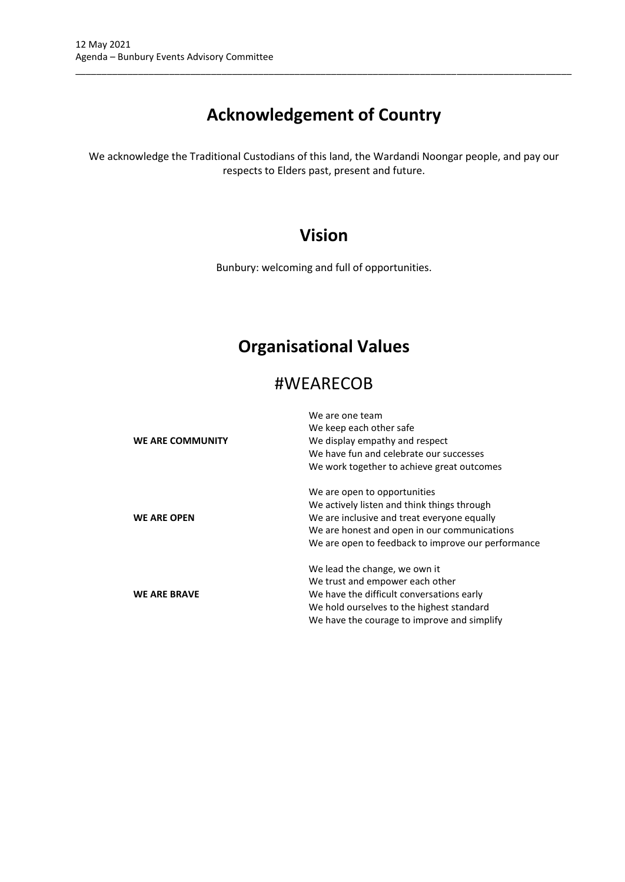# Acknowledgement of Country

We acknowledge the Traditional Custodians of this land, the Wardandi Noongar people, and pay our respects to Elders past, present and future.

# Vision

Bunbury: welcoming and full of opportunities.

# Organisational Values

## #WEARECOB

| | |
|---|---|
| **WE ARE COMMUNITY** | We are one team<br>We keep each other safe<br>We display empathy and respect<br>We have fun and celebrate our successes<br>We work together to achieve great outcomes |
| **WE ARE OPEN** | We are open to opportunities<br>We actively listen and think things through<br>We are inclusive and treat everyone equally<br>We are honest and open in our communications<br>We are open to feedback to improve our performance |
| **WE ARE BRAVE** | We lead the change, we own it<br>We trust and empower each other<br>We have the difficult conversations early<br>We hold ourselves to the highest standard<br>We have the courage to improve and simplify |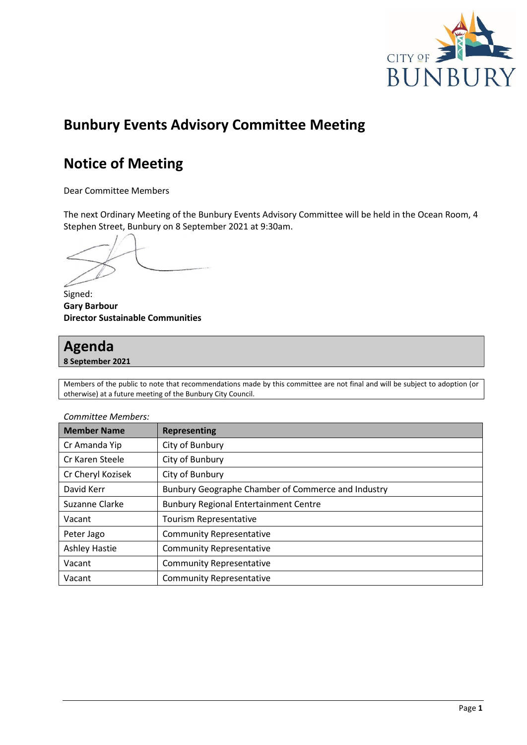# Bunbury Events Advisory Committee Meeting

# Notice of Meeting

Dear Committee Members

The next Ordinary Meeting of the Bunbury Events Advisory Committee will be held in the Ocean Room, 4 Stephen Street, Bunbury on 8 September 2021 at 9:30am.

Signed:
**Gary Barbour**
**Director Sustainable Communities**

## Agenda

**8 September 2021**

Members of the public to note that recommendations made by this committee are not final and will be subject to adoption (or otherwise) at a future meeting of the Bunbury City Council.

*Committee Members:*

| Member Name | Representing |
|---|---|
| Cr Amanda Yip | City of Bunbury |
| Cr Karen Steele | City of Bunbury |
| Cr Cheryl Kozisek | City of Bunbury |
| David Kerr | Bunbury Geographe Chamber of Commerce and Industry |
| Suzanne Clarke | Bunbury Regional Entertainment Centre |
| Vacant | Tourism Representative |
| Peter Jago | Community Representative |
| Ashley Hastie | Community Representative |
| Vacant | Community Representative |
| Vacant | Community Representative |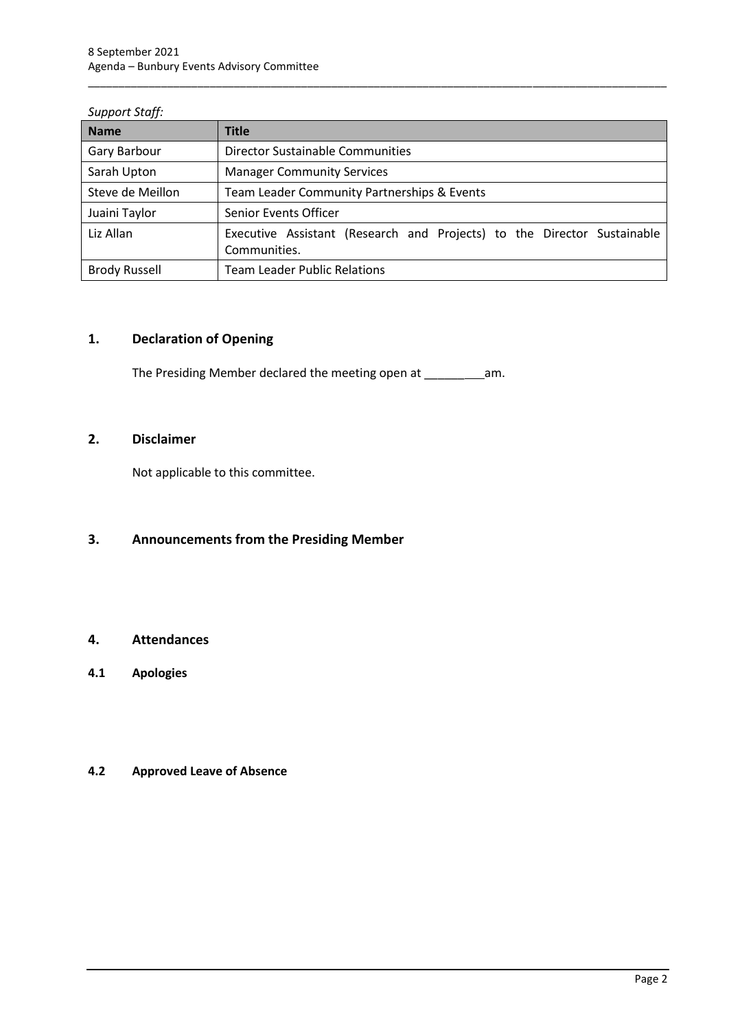*Support Staff:*

| Name | Title |
|---|---|
| Gary Barbour | Director Sustainable Communities |
| Sarah Upton | Manager Community Services |
| Steve de Meillon | Team Leader Community Partnerships & Events |
| Juaini Taylor | Senior Events Officer |
| Liz Allan | Executive Assistant (Research and Projects) to the Director Sustainable Communities. |
| Brody Russell | Team Leader Public Relations |

## 1. Declaration of Opening

The Presiding Member declared the meeting open at _________am.

## 2. Disclaimer

Not applicable to this committee.

## 3. Announcements from the Presiding Member

## 4. Attendances

### 4.1 Apologies

### 4.2 Approved Leave of Absence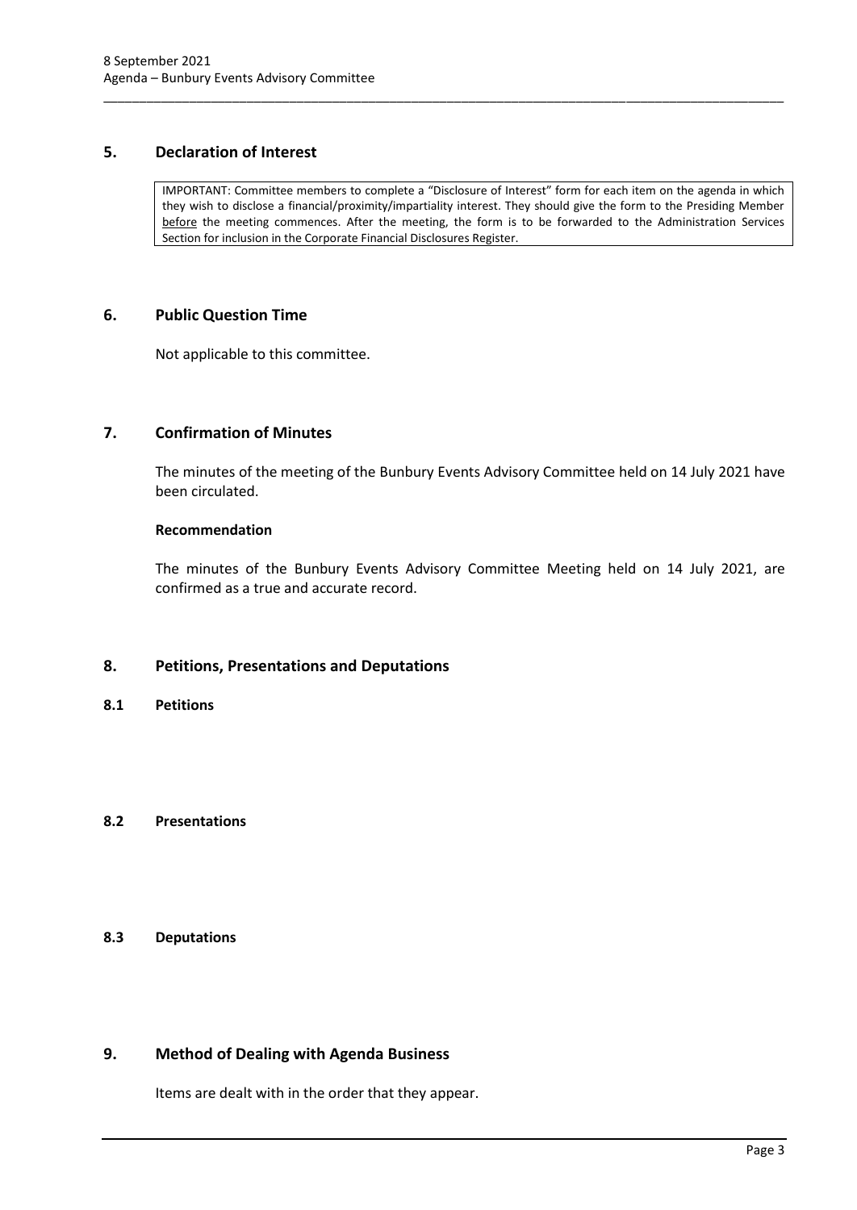## 5. Declaration of Interest

> IMPORTANT: Committee members to complete a "Disclosure of Interest" form for each item on the agenda in which they wish to disclose a financial/proximity/impartiality interest. They should give the form to the Presiding Member <u>before</u> the meeting commences. After the meeting, the form is to be forwarded to the Administration Services Section for inclusion in the Corporate Financial Disclosures Register.

## 6. Public Question Time

Not applicable to this committee.

## 7. Confirmation of Minutes

The minutes of the meeting of the Bunbury Events Advisory Committee held on 14 July 2021 have been circulated.

**Recommendation**

The minutes of the Bunbury Events Advisory Committee Meeting held on 14 July 2021, are confirmed as a true and accurate record.

## 8. Petitions, Presentations and Deputations

### 8.1 Petitions

### 8.2 Presentations

### 8.3 Deputations

## 9. Method of Dealing with Agenda Business

Items are dealt with in the order that they appear.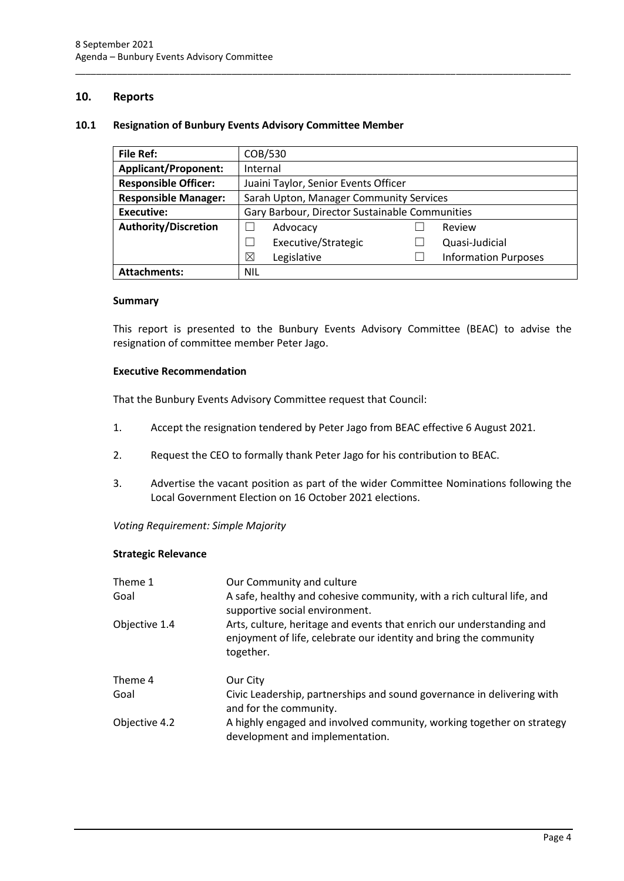## 10. Reports

### 10.1 Resignation of Bunbury Events Advisory Committee Member

| File Ref: | COB/530 | | | |
|---|---|---|---|---|
| **Applicant/Proponent:** | Internal | | | |
| **Responsible Officer:** | Juaini Taylor, Senior Events Officer | | | |
| **Responsible Manager:** | Sarah Upton, Manager Community Services | | | |
| **Executive:** | Gary Barbour, Director Sustainable Communities | | | |
| **Authority/Discretion** | ☐ | Advocacy | ☐ | Review |
| | ☐ | Executive/Strategic | ☐ | Quasi-Judicial |
| | ☒ | Legislative | ☐ | Information Purposes |
| **Attachments:** | NIL | | | |

#### Summary

This report is presented to the Bunbury Events Advisory Committee (BEAC) to advise the resignation of committee member Peter Jago.

#### Executive Recommendation

That the Bunbury Events Advisory Committee request that Council:

1. Accept the resignation tendered by Peter Jago from BEAC effective 6 August 2021.
2. Request the CEO to formally thank Peter Jago for his contribution to BEAC.
3. Advertise the vacant position as part of the wider Committee Nominations following the Local Government Election on 16 October 2021 elections.

*Voting Requirement: Simple Majority*

#### Strategic Relevance

| | |
|---|---|
| Theme 1 | Our Community and culture |
| Goal | A safe, healthy and cohesive community, with a rich cultural life, and supportive social environment. |
| Objective 1.4 | Arts, culture, heritage and events that enrich our understanding and enjoyment of life, celebrate our identity and bring the community together. |
| Theme 4 | Our City |
| Goal | Civic Leadership, partnerships and sound governance in delivering with and for the community. |
| Objective 4.2 | A highly engaged and involved community, working together on strategy development and implementation. |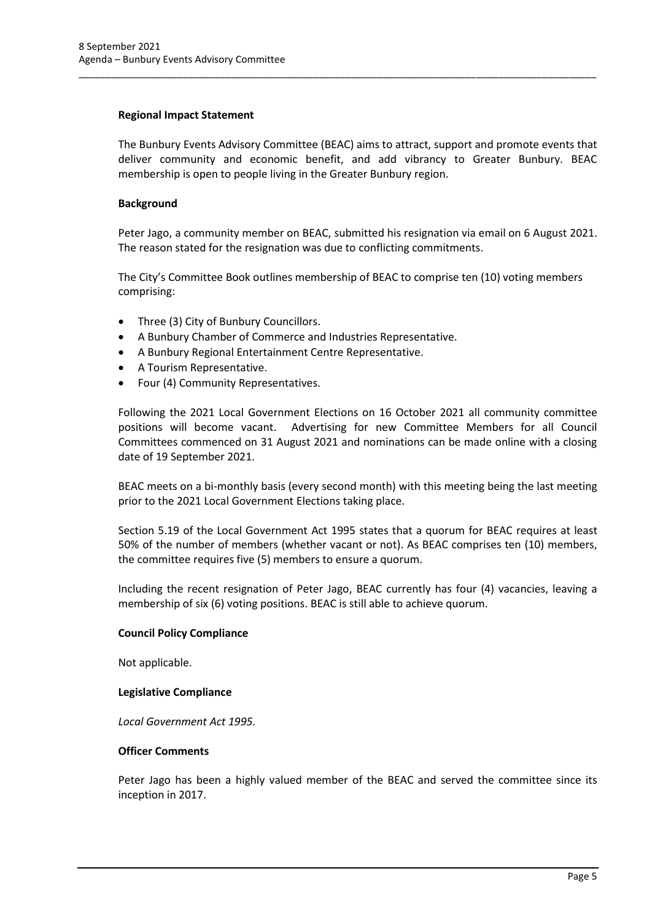**Regional Impact Statement**

The Bunbury Events Advisory Committee (BEAC) aims to attract, support and promote events that deliver community and economic benefit, and add vibrancy to Greater Bunbury. BEAC membership is open to people living in the Greater Bunbury region.

**Background**

Peter Jago, a community member on BEAC, submitted his resignation via email on 6 August 2021. The reason stated for the resignation was due to conflicting commitments.

The City's Committee Book outlines membership of BEAC to comprise ten (10) voting members comprising:

- Three (3) City of Bunbury Councillors.
- A Bunbury Chamber of Commerce and Industries Representative.
- A Bunbury Regional Entertainment Centre Representative.
- A Tourism Representative.
- Four (4) Community Representatives.

Following the 2021 Local Government Elections on 16 October 2021 all community committee positions will become vacant. Advertising for new Committee Members for all Council Committees commenced on 31 August 2021 and nominations can be made online with a closing date of 19 September 2021.

BEAC meets on a bi-monthly basis (every second month) with this meeting being the last meeting prior to the 2021 Local Government Elections taking place.

Section 5.19 of the Local Government Act 1995 states that a quorum for BEAC requires at least 50% of the number of members (whether vacant or not). As BEAC comprises ten (10) members, the committee requires five (5) members to ensure a quorum.

Including the recent resignation of Peter Jago, BEAC currently has four (4) vacancies, leaving a membership of six (6) voting positions. BEAC is still able to achieve quorum.

**Council Policy Compliance**

Not applicable.

**Legislative Compliance**

*Local Government Act 1995.*

**Officer Comments**

Peter Jago has been a highly valued member of the BEAC and served the committee since its inception in 2017.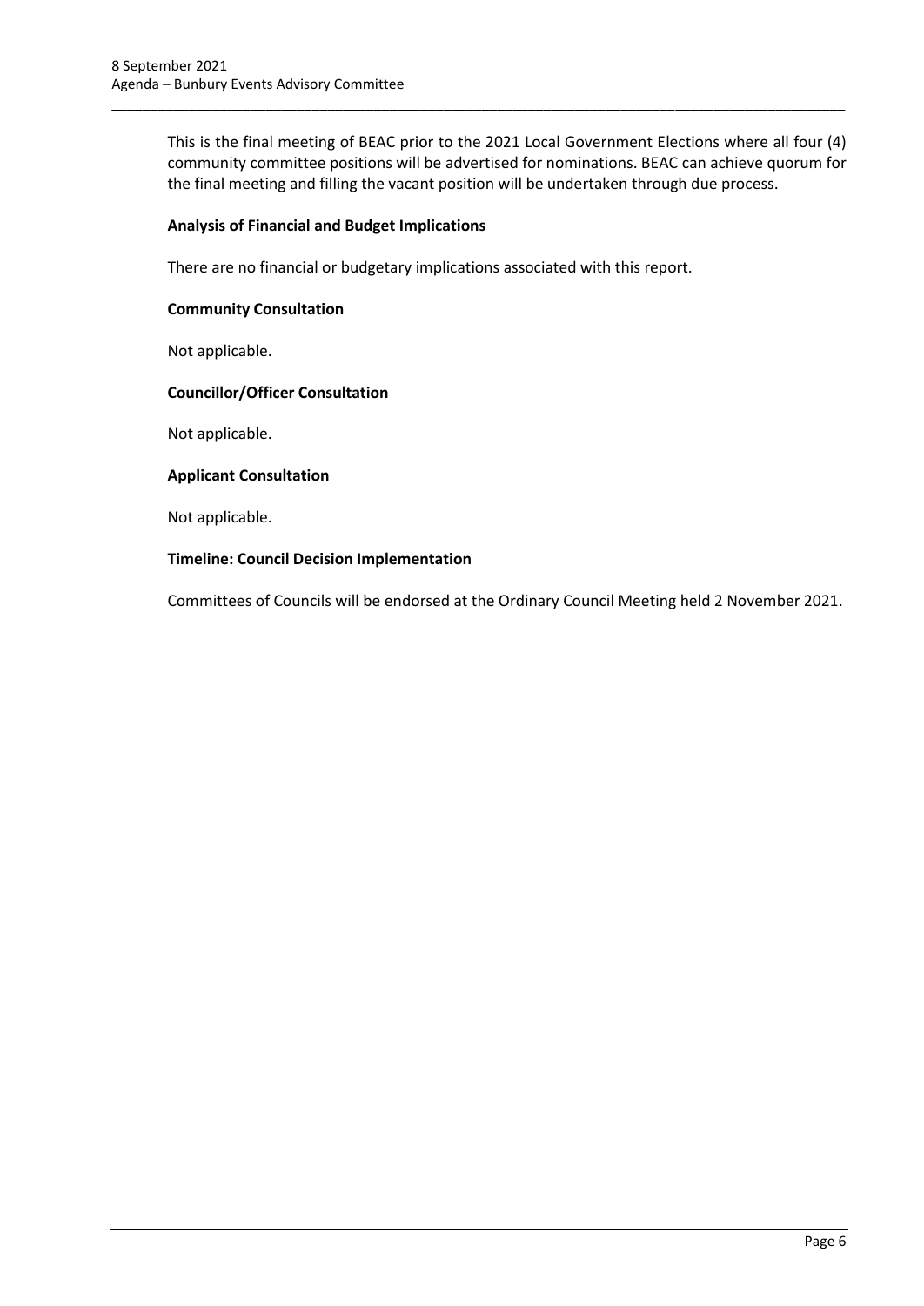This is the final meeting of BEAC prior to the 2021 Local Government Elections where all four (4) community committee positions will be advertised for nominations. BEAC can achieve quorum for the final meeting and filling the vacant position will be undertaken through due process.

**Analysis of Financial and Budget Implications**

There are no financial or budgetary implications associated with this report.

**Community Consultation**

Not applicable.

**Councillor/Officer Consultation**

Not applicable.

**Applicant Consultation**

Not applicable.

**Timeline: Council Decision Implementation**

Committees of Councils will be endorsed at the Ordinary Council Meeting held 2 November 2021.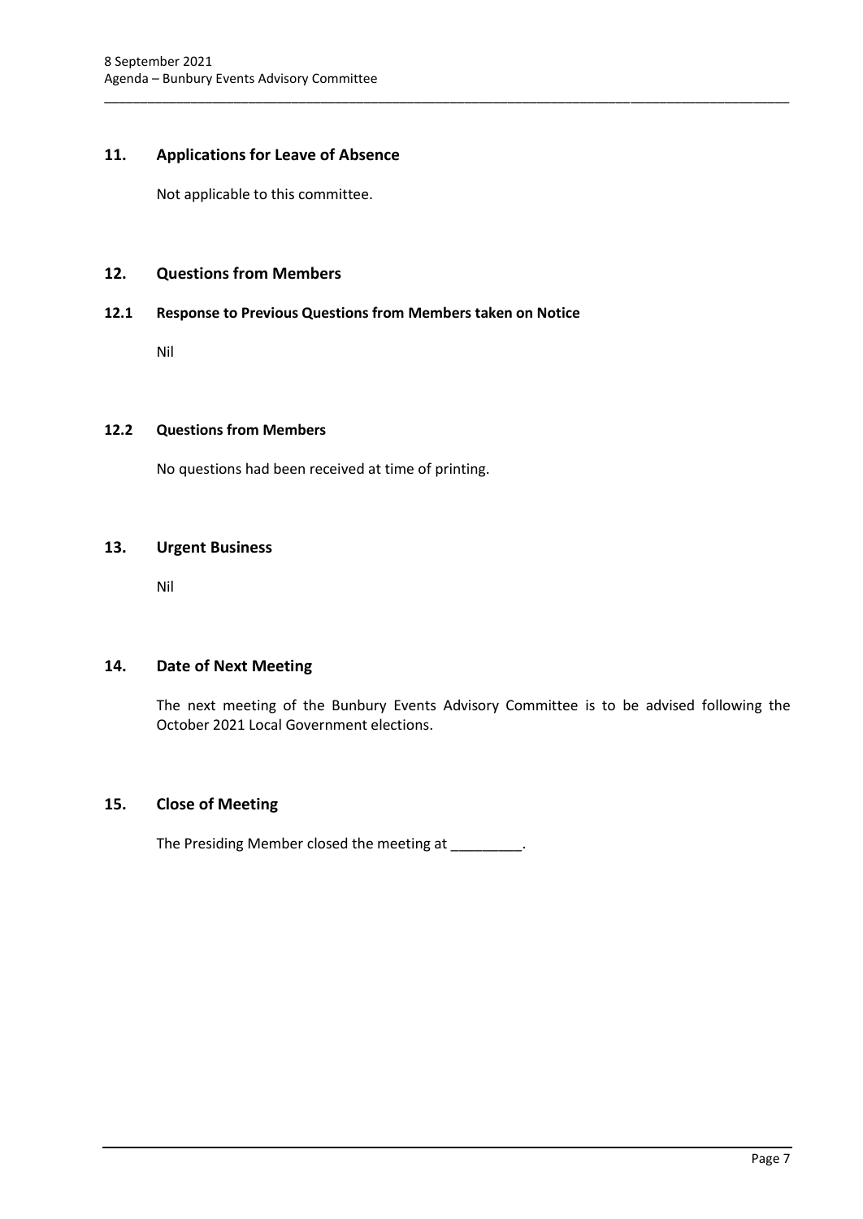## 11. Applications for Leave of Absence

Not applicable to this committee.

## 12. Questions from Members

### 12.1 Response to Previous Questions from Members taken on Notice

Nil

### 12.2 Questions from Members

No questions had been received at time of printing.

## 13. Urgent Business

Nil

## 14. Date of Next Meeting

The next meeting of the Bunbury Events Advisory Committee is to be advised following the October 2021 Local Government elections.

## 15. Close of Meeting

The Presiding Member closed the meeting at _________.